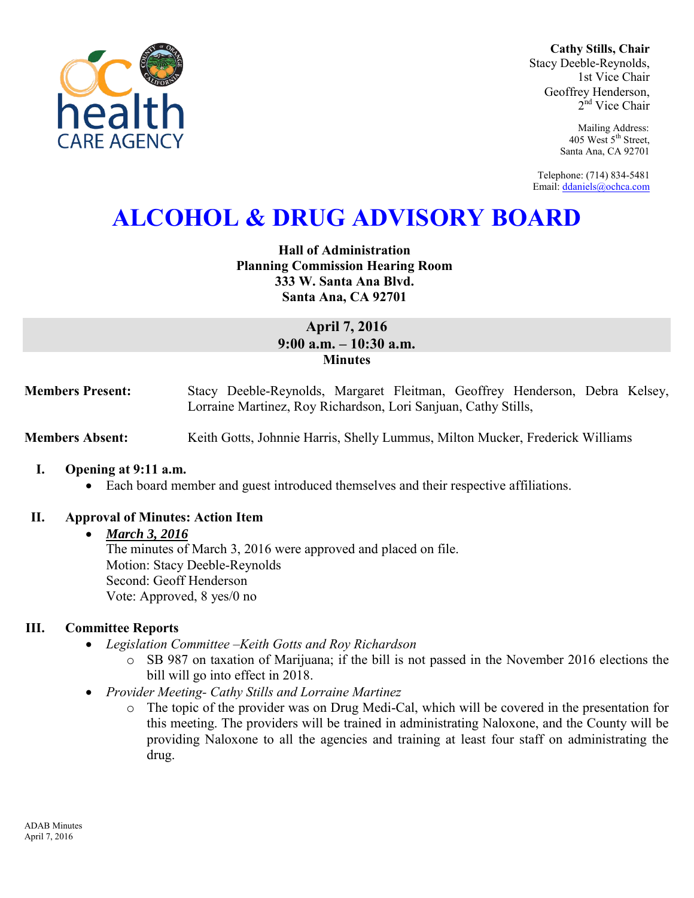**Cathy Stills, Chair**
Stacy Deeble-Reynolds,
1st Vice Chair
Geoffrey Henderson,
2nd Vice Chair

Mailing Address:
405 West 5th Street,
Santa Ana, CA 92701

Telephone: (714) 834-5481
Email: ddaniels@ochca.com

# ALCOHOL & DRUG ADVISORY BOARD

**Hall of Administration**
**Planning Commission Hearing Room**
**333 W. Santa Ana Blvd.**
**Santa Ana, CA 92701**

**April 7, 2016**
**9:00 a.m. – 10:30 a.m.**
**Minutes**

**Members Present:** Stacy Deeble-Reynolds, Margaret Fleitman, Geoffrey Henderson, Debra Kelsey, Lorraine Martinez, Roy Richardson, Lori Sanjuan, Cathy Stills,

**Members Absent:** Keith Gotts, Johnnie Harris, Shelly Lummus, Milton Mucker, Frederick Williams

## I. Opening at 9:11 a.m.

- Each board member and guest introduced themselves and their respective affiliations.

## II. Approval of Minutes: Action Item

- ***March 3, 2016***
  The minutes of March 3, 2016 were approved and placed on file.
  Motion: Stacy Deeble-Reynolds
  Second: Geoff Henderson
  Vote: Approved, 8 yes/0 no

## III. Committee Reports

- *Legislation Committee –Keith Gotts and Roy Richardson*
  - SB 987 on taxation of Marijuana; if the bill is not passed in the November 2016 elections the bill will go into effect in 2018.
- *Provider Meeting- Cathy Stills and Lorraine Martinez*
  - The topic of the provider was on Drug Medi-Cal, which will be covered in the presentation for this meeting. The providers will be trained in administrating Naloxone, and the County will be providing Naloxone to all the agencies and training at least four staff on administrating the drug.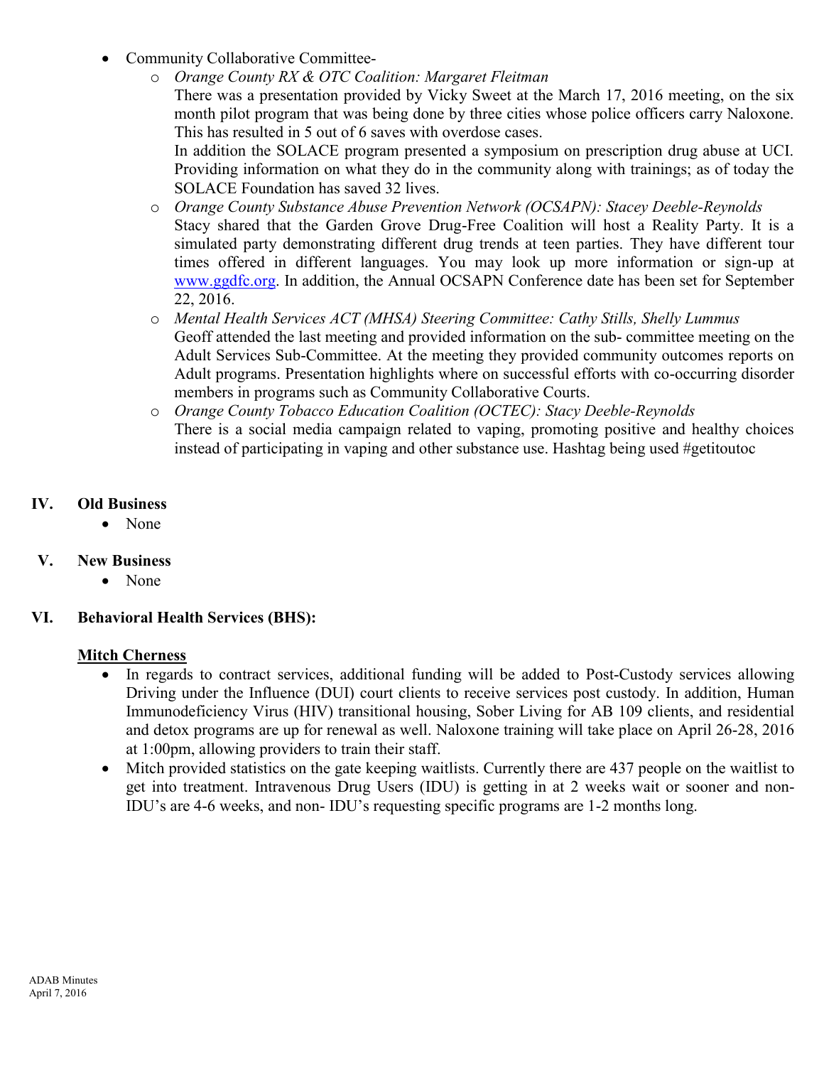- Community Collaborative Committee-
  - *Orange County RX & OTC Coalition: Margaret Fleitman*
    There was a presentation provided by Vicky Sweet at the March 17, 2016 meeting, on the six month pilot program that was being done by three cities whose police officers carry Naloxone. This has resulted in 5 out of 6 saves with overdose cases.
    In addition the SOLACE program presented a symposium on prescription drug abuse at UCI. Providing information on what they do in the community along with trainings; as of today the SOLACE Foundation has saved 32 lives.
  - *Orange County Substance Abuse Prevention Network (OCSAPN): Stacey Deeble-Reynolds*
    Stacy shared that the Garden Grove Drug-Free Coalition will host a Reality Party. It is a simulated party demonstrating different drug trends at teen parties. They have different tour times offered in different languages. You may look up more information or sign-up at www.ggdfc.org. In addition, the Annual OCSAPN Conference date has been set for September 22, 2016.
  - *Mental Health Services ACT (MHSA) Steering Committee: Cathy Stills, Shelly Lummus*
    Geoff attended the last meeting and provided information on the sub- committee meeting on the Adult Services Sub-Committee. At the meeting they provided community outcomes reports on Adult programs. Presentation highlights where on successful efforts with co-occurring disorder members in programs such as Community Collaborative Courts.
  - *Orange County Tobacco Education Coalition (OCTEC): Stacy Deeble-Reynolds*
    There is a social media campaign related to vaping, promoting positive and healthy choices instead of participating in vaping and other substance use. Hashtag being used #getitoutoc

## IV. Old Business

- None

## V. New Business

- None

## VI. Behavioral Health Services (BHS):

**Mitch Cherness**

- In regards to contract services, additional funding will be added to Post-Custody services allowing Driving under the Influence (DUI) court clients to receive services post custody. In addition, Human Immunodeficiency Virus (HIV) transitional housing, Sober Living for AB 109 clients, and residential and detox programs are up for renewal as well. Naloxone training will take place on April 26-28, 2016 at 1:00pm, allowing providers to train their staff.
- Mitch provided statistics on the gate keeping waitlists. Currently there are 437 people on the waitlist to get into treatment. Intravenous Drug Users (IDU) is getting in at 2 weeks wait or sooner and non-IDU's are 4-6 weeks, and non- IDU's requesting specific programs are 1-2 months long.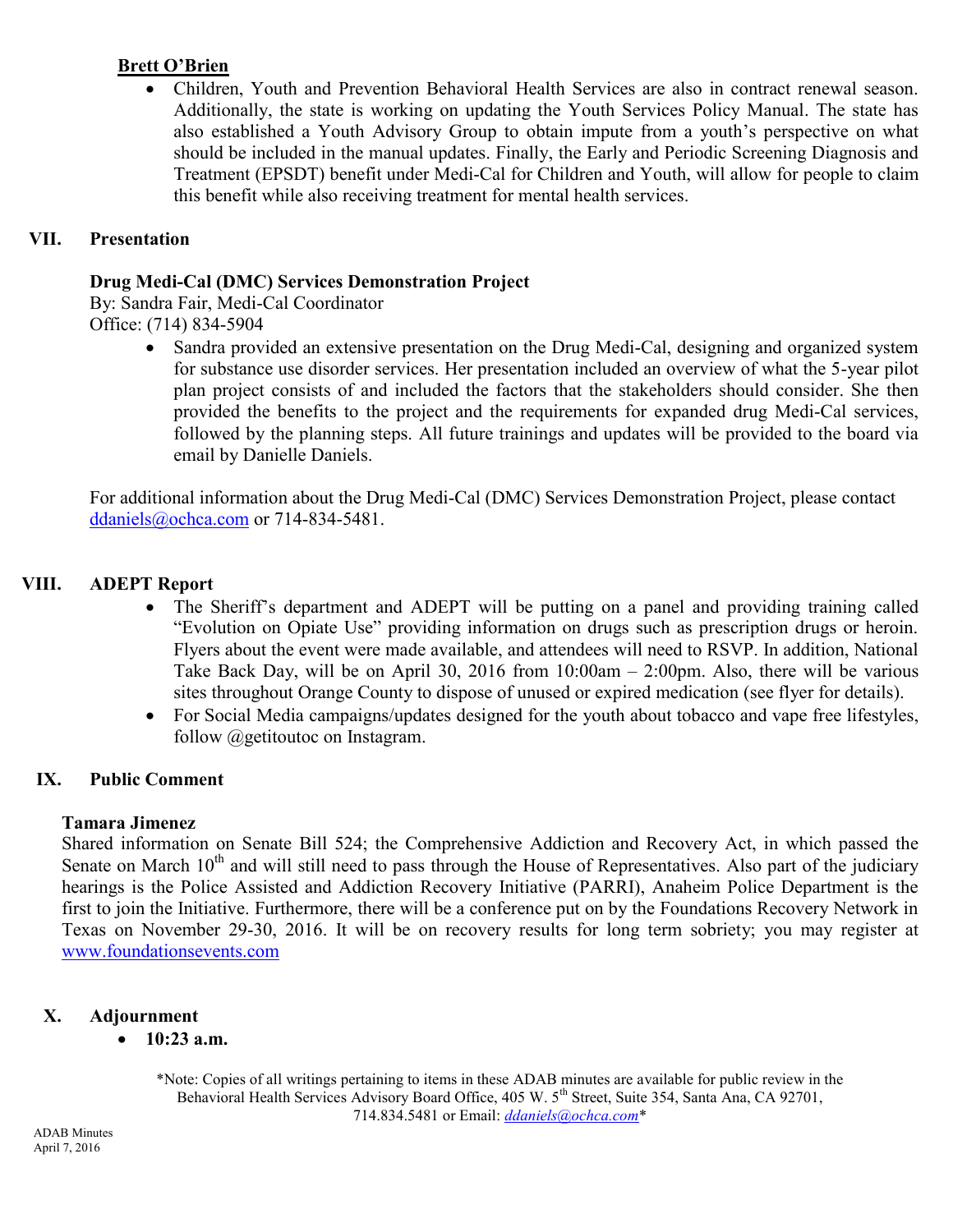**Brett O'Brien**

- Children, Youth and Prevention Behavioral Health Services are also in contract renewal season. Additionally, the state is working on updating the Youth Services Policy Manual. The state has also established a Youth Advisory Group to obtain impute from a youth's perspective on what should be included in the manual updates. Finally, the Early and Periodic Screening Diagnosis and Treatment (EPSDT) benefit under Medi-Cal for Children and Youth, will allow for people to claim this benefit while also receiving treatment for mental health services.

## VII. Presentation

**Drug Medi-Cal (DMC) Services Demonstration Project**
By: Sandra Fair, Medi-Cal Coordinator
Office: (714) 834-5904

- Sandra provided an extensive presentation on the Drug Medi-Cal, designing and organized system for substance use disorder services. Her presentation included an overview of what the 5-year pilot plan project consists of and included the factors that the stakeholders should consider. She then provided the benefits to the project and the requirements for expanded drug Medi-Cal services, followed by the planning steps. All future trainings and updates will be provided to the board via email by Danielle Daniels.

For additional information about the Drug Medi-Cal (DMC) Services Demonstration Project, please contact ddaniels@ochca.com or 714-834-5481.

## VIII. ADEPT Report

- The Sheriff's department and ADEPT will be putting on a panel and providing training called "Evolution on Opiate Use" providing information on drugs such as prescription drugs or heroin. Flyers about the event were made available, and attendees will need to RSVP. In addition, National Take Back Day, will be on April 30, 2016 from 10:00am – 2:00pm. Also, there will be various sites throughout Orange County to dispose of unused or expired medication (see flyer for details).
- For Social Media campaigns/updates designed for the youth about tobacco and vape free lifestyles, follow @getitoutoc on Instagram.

## IX. Public Comment

**Tamara Jimenez**
Shared information on Senate Bill 524; the Comprehensive Addiction and Recovery Act, in which passed the Senate on March 10th and will still need to pass through the House of Representatives. Also part of the judiciary hearings is the Police Assisted and Addiction Recovery Initiative (PARRI), Anaheim Police Department is the first to join the Initiative. Furthermore, there will be a conference put on by the Foundations Recovery Network in Texas on November 29-30, 2016. It will be on recovery results for long term sobriety; you may register at www.foundationsevents.com

## X. Adjournment

- **10:23 a.m.**

*Note: Copies of all writings pertaining to items in these ADAB minutes are available for public review in the Behavioral Health Services Advisory Board Office, 405 W. 5th Street, Suite 354, Santa Ana, CA 92701, 714.834.5481 or Email: *ddaniels@ochca.com**

ADAB Minutes
April 7, 2016